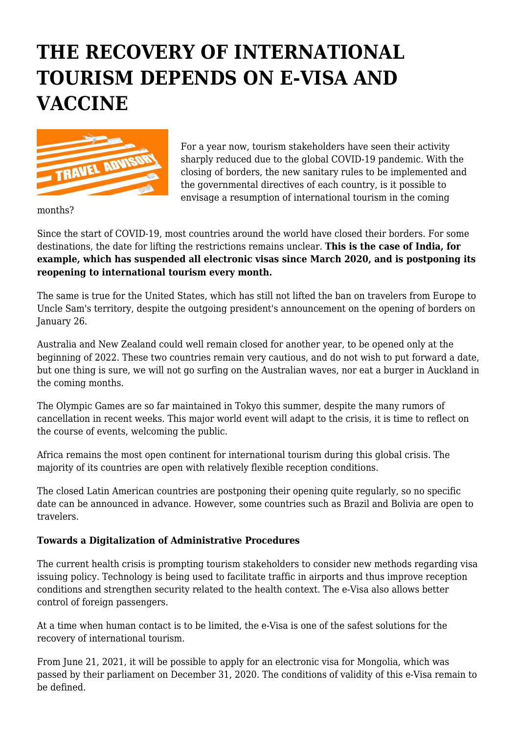# THE RECOVERY OF INTERNATIONAL TOURISM DEPENDS ON E-VISA AND VACCINE

For a year now, tourism stakeholders have seen their activity sharply reduced due to the global COVID-19 pandemic. With the closing of borders, the new sanitary rules to be implemented and the governmental directives of each country, is it possible to envisage a resumption of international tourism in the coming months?

Since the start of COVID-19, most countries around the world have closed their borders. For some destinations, the date for lifting the restrictions remains unclear. **This is the case of India, for example, which has suspended all electronic visas since March 2020, and is postponing its reopening to international tourism every month.**

The same is true for the United States, which has still not lifted the ban on travelers from Europe to Uncle Sam's territory, despite the outgoing president's announcement on the opening of borders on January 26.

Australia and New Zealand could well remain closed for another year, to be opened only at the beginning of 2022. These two countries remain very cautious, and do not wish to put forward a date, but one thing is sure, we will not go surfing on the Australian waves, nor eat a burger in Auckland in the coming months.

The Olympic Games are so far maintained in Tokyo this summer, despite the many rumors of cancellation in recent weeks. This major world event will adapt to the crisis, it is time to reflect on the course of events, welcoming the public.

Africa remains the most open continent for international tourism during this global crisis. The majority of its countries are open with relatively flexible reception conditions.

The closed Latin American countries are postponing their opening quite regularly, so no specific date can be announced in advance. However, some countries such as Brazil and Bolivia are open to travelers.

**Towards a Digitalization of Administrative Procedures**

The current health crisis is prompting tourism stakeholders to consider new methods regarding visa issuing policy. Technology is being used to facilitate traffic in airports and thus improve reception conditions and strengthen security related to the health context. The e-Visa also allows better control of foreign passengers.

At a time when human contact is to be limited, the e-Visa is one of the safest solutions for the recovery of international tourism.

From June 21, 2021, it will be possible to apply for an electronic visa for Mongolia, which was passed by their parliament on December 31, 2020. The conditions of validity of this e-Visa remain to be defined.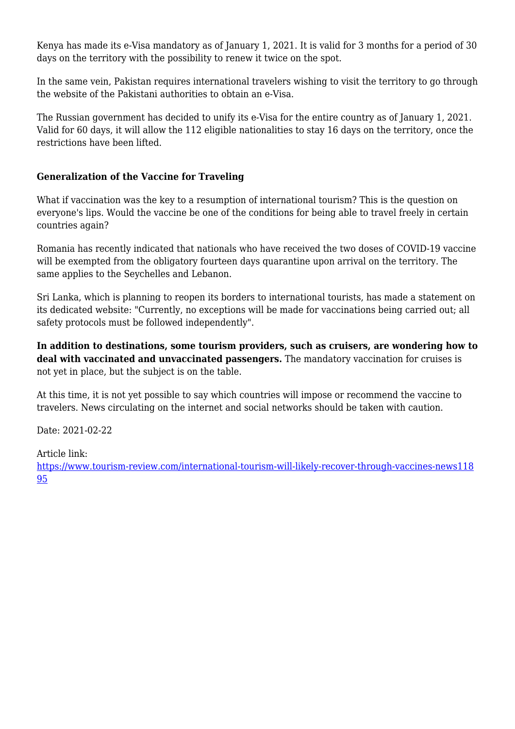Kenya has made its e-Visa mandatory as of January 1, 2021. It is valid for 3 months for a period of 30 days on the territory with the possibility to renew it twice on the spot.

In the same vein, Pakistan requires international travelers wishing to visit the territory to go through the website of the Pakistani authorities to obtain an e-Visa.

The Russian government has decided to unify its e-Visa for the entire country as of January 1, 2021. Valid for 60 days, it will allow the 112 eligible nationalities to stay 16 days on the territory, once the restrictions have been lifted.

### Generalization of the Vaccine for Traveling

What if vaccination was the key to a resumption of international tourism? This is the question on everyone's lips. Would the vaccine be one of the conditions for being able to travel freely in certain countries again?

Romania has recently indicated that nationals who have received the two doses of COVID-19 vaccine will be exempted from the obligatory fourteen days quarantine upon arrival on the territory. The same applies to the Seychelles and Lebanon.

Sri Lanka, which is planning to reopen its borders to international tourists, has made a statement on its dedicated website: "Currently, no exceptions will be made for vaccinations being carried out; all safety protocols must be followed independently".

**In addition to destinations, some tourism providers, such as cruisers, are wondering how to deal with vaccinated and unvaccinated passengers.** The mandatory vaccination for cruises is not yet in place, but the subject is on the table.

At this time, it is not yet possible to say which countries will impose or recommend the vaccine to travelers. News circulating on the internet and social networks should be taken with caution.

Date: 2021-02-22

Article link:
https://www.tourism-review.com/international-tourism-will-likely-recover-through-vaccines-news11895